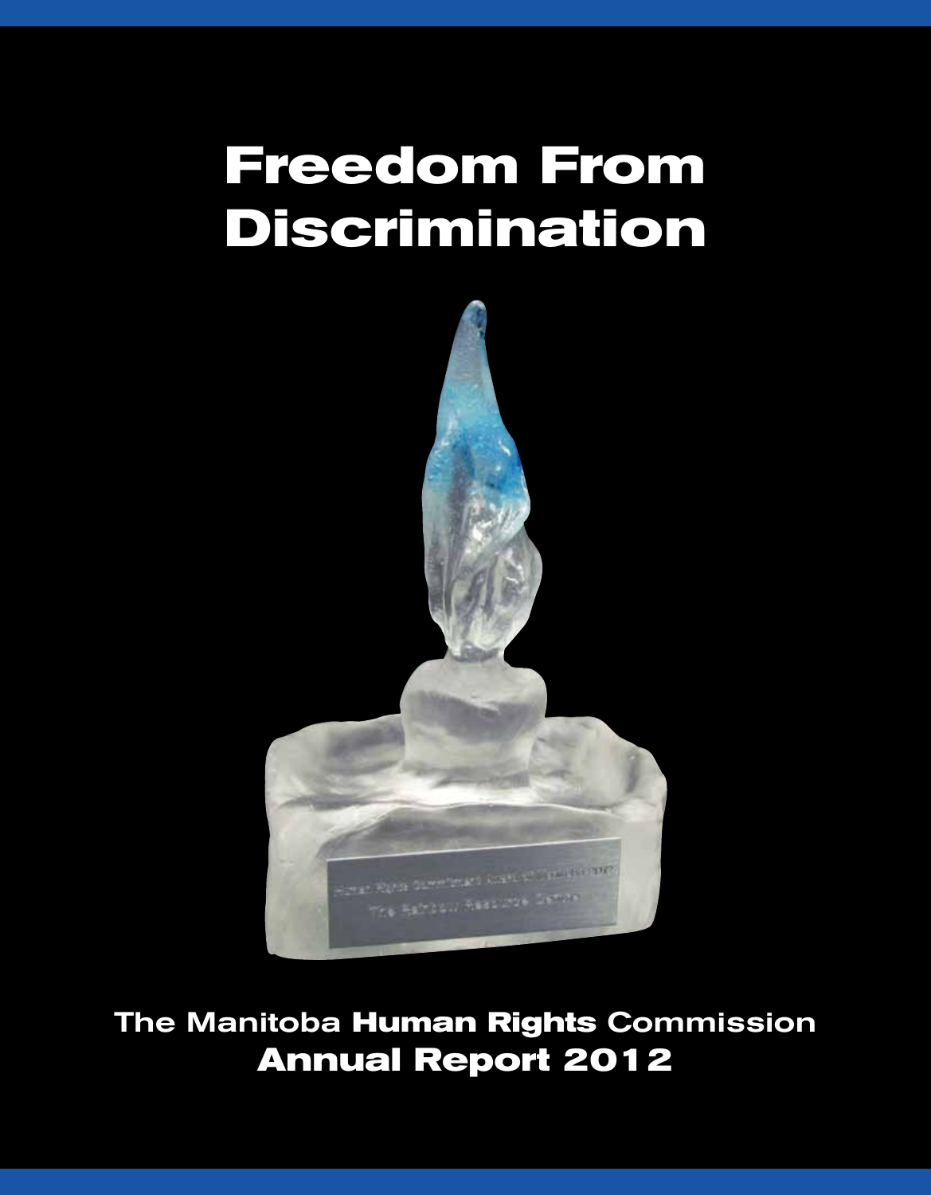# Freedom From Discrimination

The Manitoba **Human Rights** Commission

**Annual Report 2012**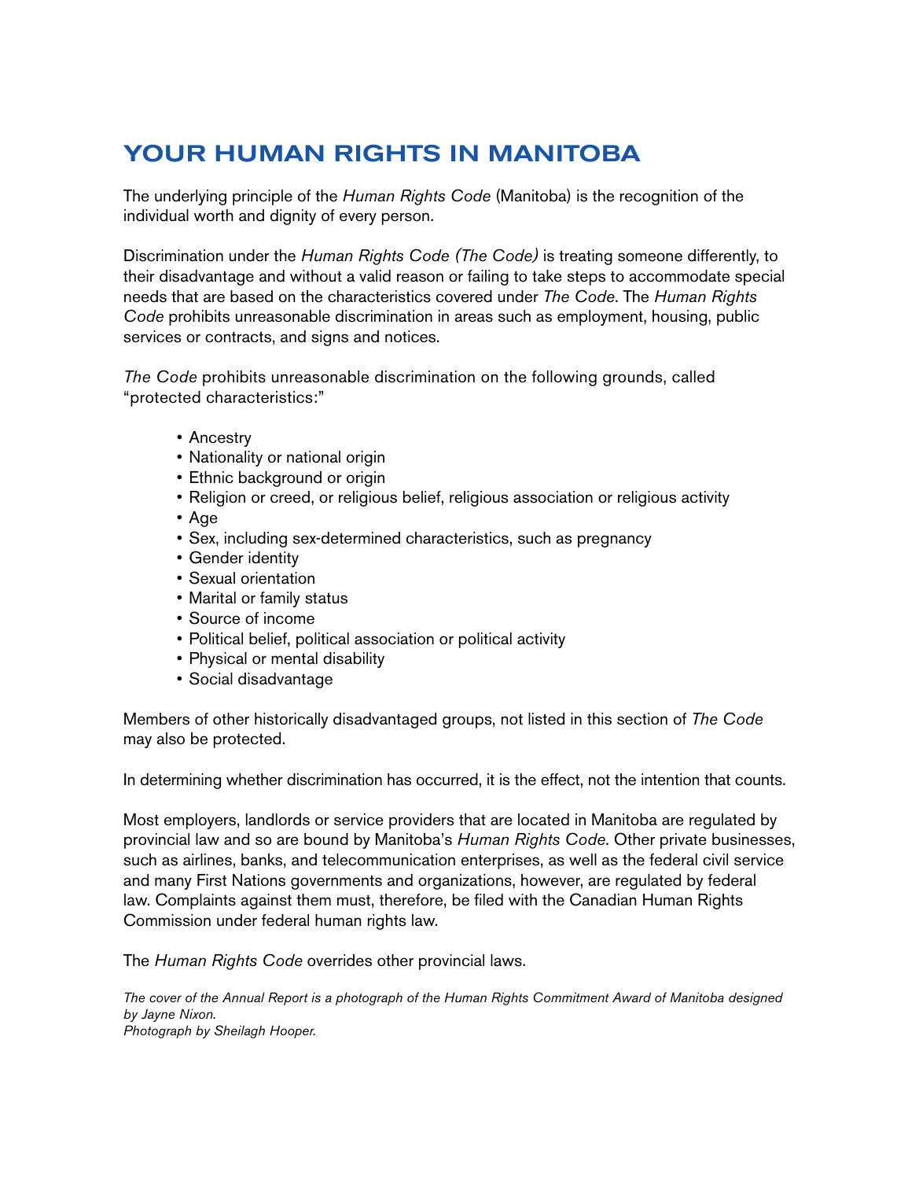# YOUR HUMAN RIGHTS IN MANITOBA

The underlying principle of the *Human Rights Code* (Manitoba) is the recognition of the individual worth and dignity of every person.

Discrimination under the *Human Rights Code (The Code)* is treating someone differently, to their disadvantage and without a valid reason or failing to take steps to accommodate special needs that are based on the characteristics covered under *The Code*. The *Human Rights Code* prohibits unreasonable discrimination in areas such as employment, housing, public services or contracts, and signs and notices.

*The Code* prohibits unreasonable discrimination on the following grounds, called "protected characteristics:"

- Ancestry
- Nationality or national origin
- Ethnic background or origin
- Religion or creed, or religious belief, religious association or religious activity
- Age
- Sex, including sex-determined characteristics, such as pregnancy
- Gender identity
- Sexual orientation
- Marital or family status
- Source of income
- Political belief, political association or political activity
- Physical or mental disability
- Social disadvantage

Members of other historically disadvantaged groups, not listed in this section of *The Code* may also be protected.

In determining whether discrimination has occurred, it is the effect, not the intention that counts.

Most employers, landlords or service providers that are located in Manitoba are regulated by provincial law and so are bound by Manitoba's *Human Rights Code*. Other private businesses, such as airlines, banks, and telecommunication enterprises, as well as the federal civil service and many First Nations governments and organizations, however, are regulated by federal law. Complaints against them must, therefore, be filed with the Canadian Human Rights Commission under federal human rights law.

The *Human Rights Code* overrides other provincial laws.

*The cover of the Annual Report is a photograph of the Human Rights Commitment Award of Manitoba designed by Jayne Nixon.*
*Photograph by Sheilagh Hooper.*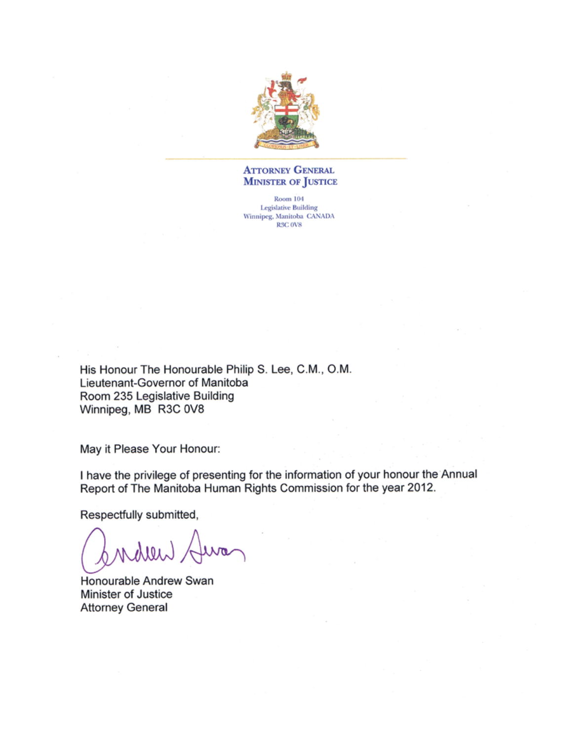**ATTORNEY GENERAL**
**MINISTER OF JUSTICE**

Room 104
Legislative Building
Winnipeg, Manitoba CANADA
R3C 0V8

His Honour The Honourable Philip S. Lee, C.M., O.M.
Lieutenant-Governor of Manitoba
Room 235 Legislative Building
Winnipeg, MB R3C 0V8

May it Please Your Honour:

I have the privilege of presenting for the information of your honour the Annual Report of The Manitoba Human Rights Commission for the year 2012.

Respectfully submitted,

Honourable Andrew Swan
Minister of Justice
Attorney General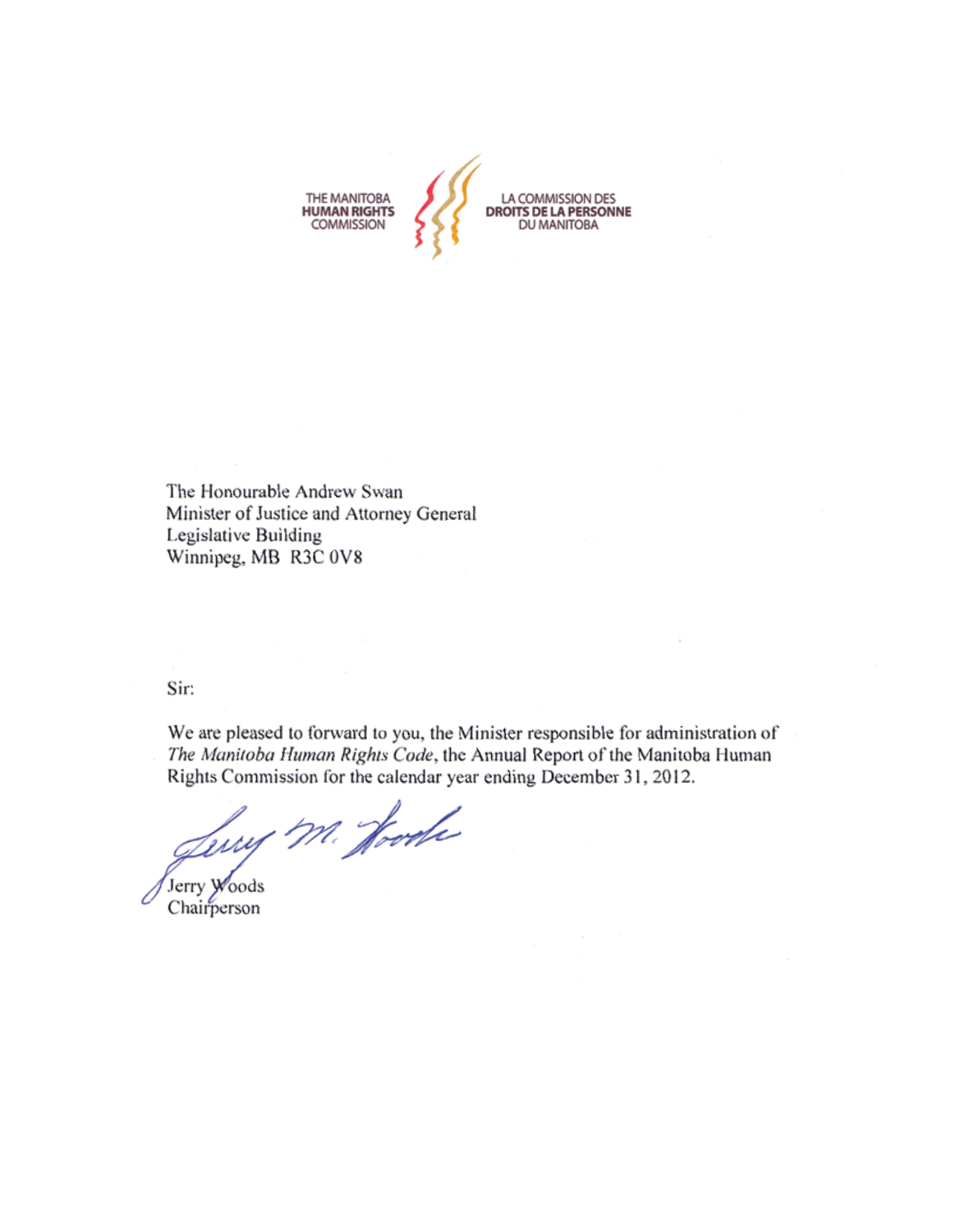THE MANITOBA **HUMAN RIGHTS** COMMISSION

LA COMMISSION DES **DROITS DE LA PERSONNE** DU MANITOBA

The Honourable Andrew Swan
Minister of Justice and Attorney General
Legislative Building
Winnipeg, MB R3C 0V8

Sir:

We are pleased to forward to you, the Minister responsible for administration of *The Manitoba Human Rights Code*, the Annual Report of the Manitoba Human Rights Commission for the calendar year ending December 31, 2012.

Jerry Woods
Chairperson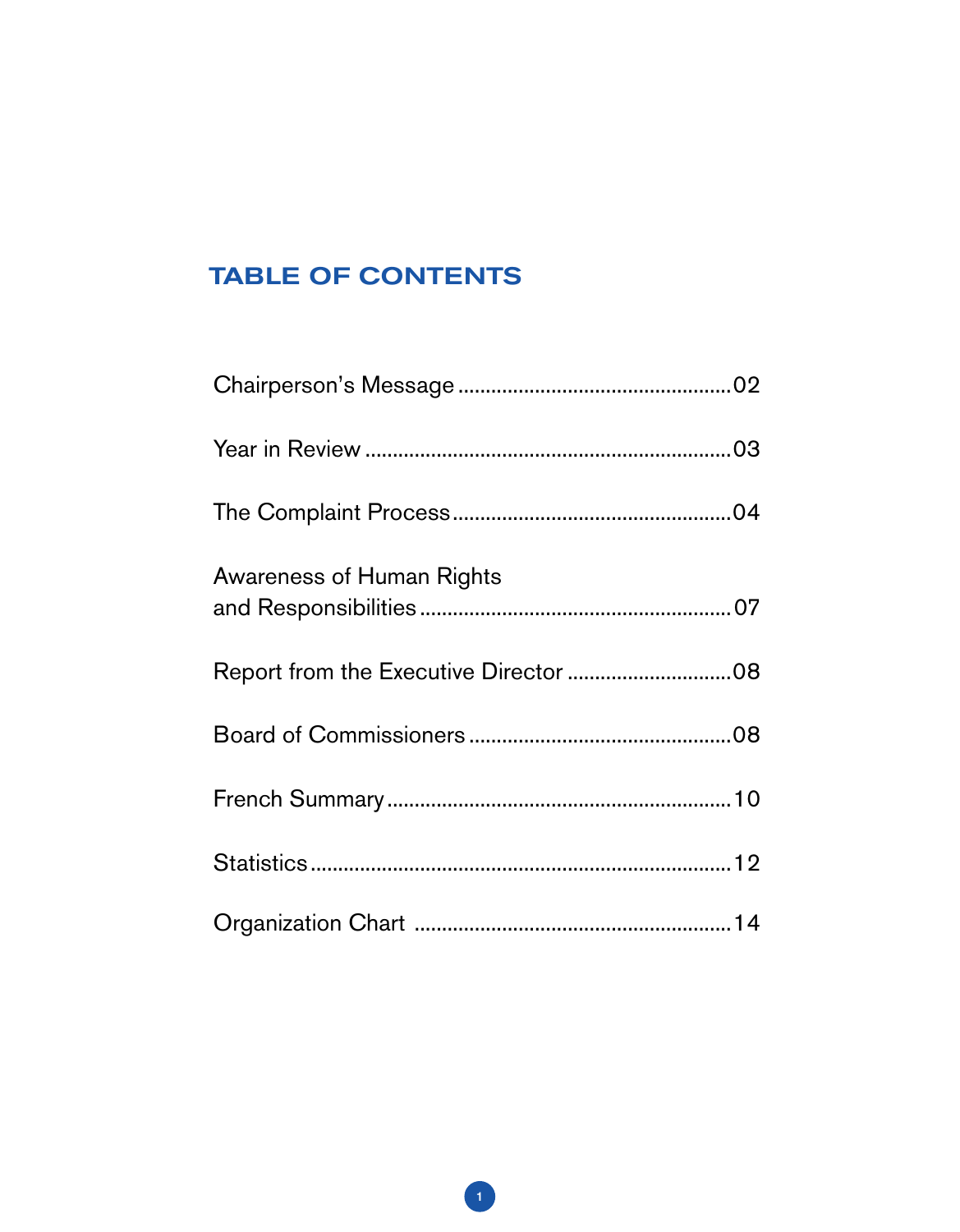## TABLE OF CONTENTS

Chairperson's Message ................................................02

Year in Review ................................................03

The Complaint Process ................................................04

Awareness of Human Rights and Responsibilities ................................................07

Report from the Executive Director ................................................08

Board of Commissioners ................................................08

French Summary ................................................10

Statistics ................................................12

Organization Chart ................................................14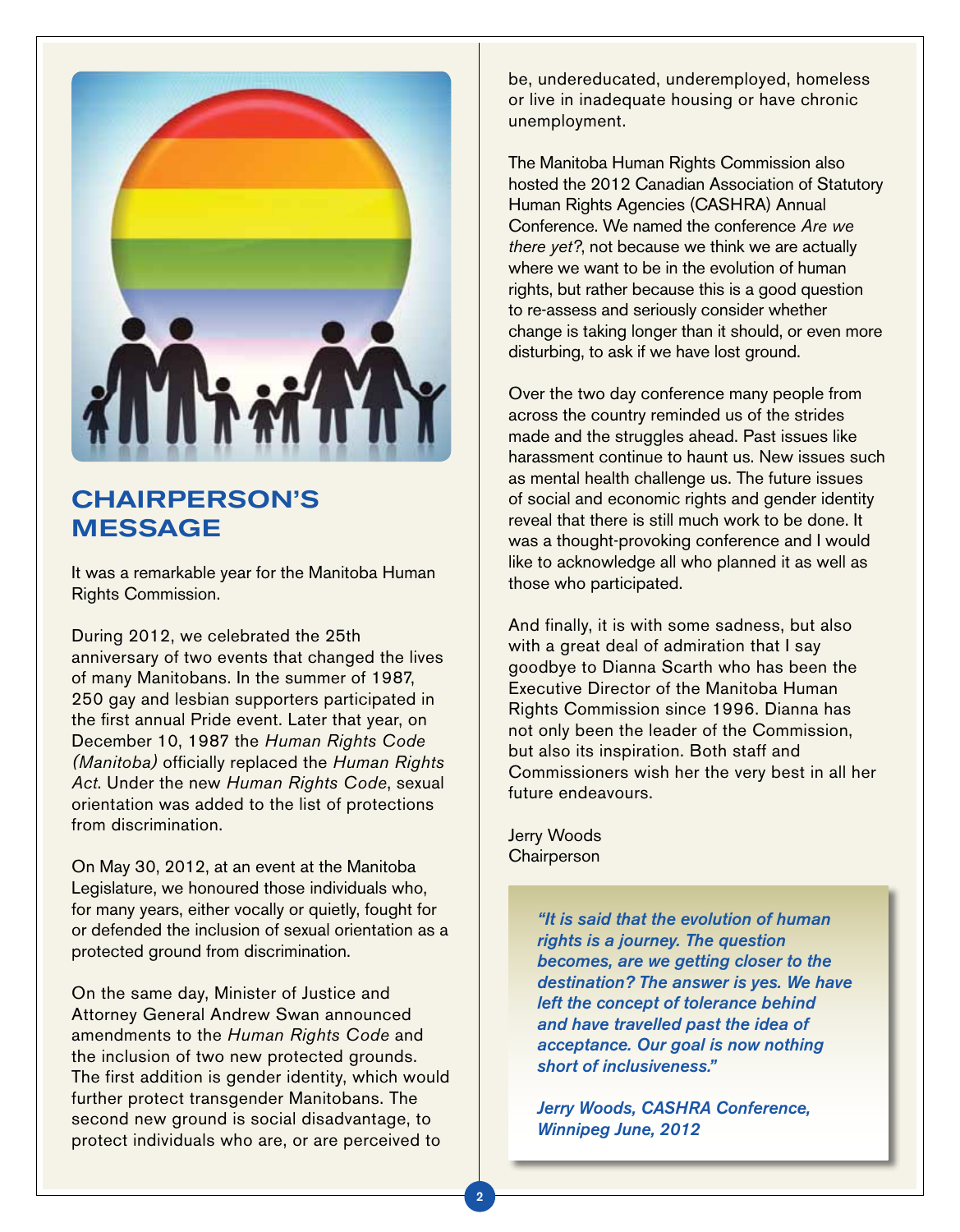## CHAIRPERSON'S MESSAGE

It was a remarkable year for the Manitoba Human Rights Commission.

During 2012, we celebrated the 25th anniversary of two events that changed the lives of many Manitobans. In the summer of 1987, 250 gay and lesbian supporters participated in the first annual Pride event. Later that year, on December 10, 1987 the *Human Rights Code (Manitoba)* officially replaced the *Human Rights Act*. Under the new *Human Rights Code*, sexual orientation was added to the list of protections from discrimination.

On May 30, 2012, at an event at the Manitoba Legislature, we honoured those individuals who, for many years, either vocally or quietly, fought for or defended the inclusion of sexual orientation as a protected ground from discrimination.

On the same day, Minister of Justice and Attorney General Andrew Swan announced amendments to the *Human Rights Code* and the inclusion of two new protected grounds. The first addition is gender identity, which would further protect transgender Manitobans. The second new ground is social disadvantage, to protect individuals who are, or are perceived to be, undereducated, underemployed, homeless or live in inadequate housing or have chronic unemployment.

The Manitoba Human Rights Commission also hosted the 2012 Canadian Association of Statutory Human Rights Agencies (CASHRA) Annual Conference. We named the conference *Are we there yet?*, not because we think we are actually where we want to be in the evolution of human rights, but rather because this is a good question to re-assess and seriously consider whether change is taking longer than it should, or even more disturbing, to ask if we have lost ground.

Over the two day conference many people from across the country reminded us of the strides made and the struggles ahead. Past issues like harassment continue to haunt us. New issues such as mental health challenge us. The future issues of social and economic rights and gender identity reveal that there is still much work to be done. It was a thought-provoking conference and I would like to acknowledge all who planned it as well as those who participated.

And finally, it is with some sadness, but also with a great deal of admiration that I say goodbye to Dianna Scarth who has been the Executive Director of the Manitoba Human Rights Commission since 1996. Dianna has not only been the leader of the Commission, but also its inspiration. Both staff and Commissioners wish her the very best in all her future endeavours.

Jerry Woods
Chairperson

> ***"It is said that the evolution of human rights is a journey. The question becomes, are we getting closer to the destination? The answer is yes. We have left the concept of tolerance behind and have travelled past the idea of acceptance. Our goal is now nothing short of inclusiveness."***
>
> ***Jerry Woods, CASHRA Conference, Winnipeg June, 2012***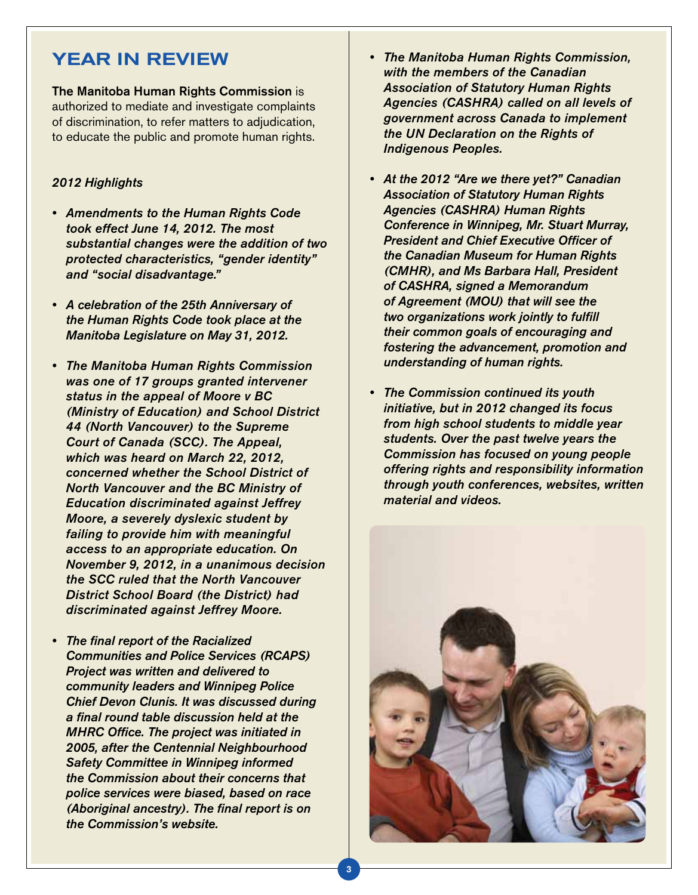# YEAR IN REVIEW

**The Manitoba Human Rights Commission** is authorized to mediate and investigate complaints of discrimination, to refer matters to adjudication, to educate the public and promote human rights.

*2012 Highlights*

- ***Amendments to the Human Rights Code took effect June 14, 2012. The most substantial changes were the addition of two protected characteristics, "gender identity" and "social disadvantage."***

- ***A celebration of the 25th Anniversary of the Human Rights Code took place at the Manitoba Legislature on May 31, 2012.***

- ***The Manitoba Human Rights Commission was one of 17 groups granted intervener status in the appeal of Moore v BC (Ministry of Education) and School District 44 (North Vancouver) to the Supreme Court of Canada (SCC). The Appeal, which was heard on March 22, 2012, concerned whether the School District of North Vancouver and the BC Ministry of Education discriminated against Jeffrey Moore, a severely dyslexic student by failing to provide him with meaningful access to an appropriate education. On November 9, 2012, in a unanimous decision the SCC ruled that the North Vancouver District School Board (the District) had discriminated against Jeffrey Moore.***

- ***The final report of the Racialized Communities and Police Services (RCAPS) Project was written and delivered to community leaders and Winnipeg Police Chief Devon Clunis. It was discussed during a final round table discussion held at the MHRC Office. The project was initiated in 2005, after the Centennial Neighbourhood Safety Committee in Winnipeg informed the Commission about their concerns that police services were biased, based on race (Aboriginal ancestry). The final report is on the Commission's website.***

- ***The Manitoba Human Rights Commission, with the members of the Canadian Association of Statutory Human Rights Agencies (CASHRA) called on all levels of government across Canada to implement the UN Declaration on the Rights of Indigenous Peoples.***

- ***At the 2012 "Are we there yet?" Canadian Association of Statutory Human Rights Agencies (CASHRA) Human Rights Conference in Winnipeg, Mr. Stuart Murray, President and Chief Executive Officer of the Canadian Museum for Human Rights (CMHR), and Ms Barbara Hall, President of CASHRA, signed a Memorandum of Agreement (MOU) that will see the two organizations work jointly to fulfill their common goals of encouraging and fostering the advancement, promotion and understanding of human rights.***

- ***The Commission continued its youth initiative, but in 2012 changed its focus from high school students to middle year students. Over the past twelve years the Commission has focused on young people offering rights and responsibility information through youth conferences, websites, written material and videos.***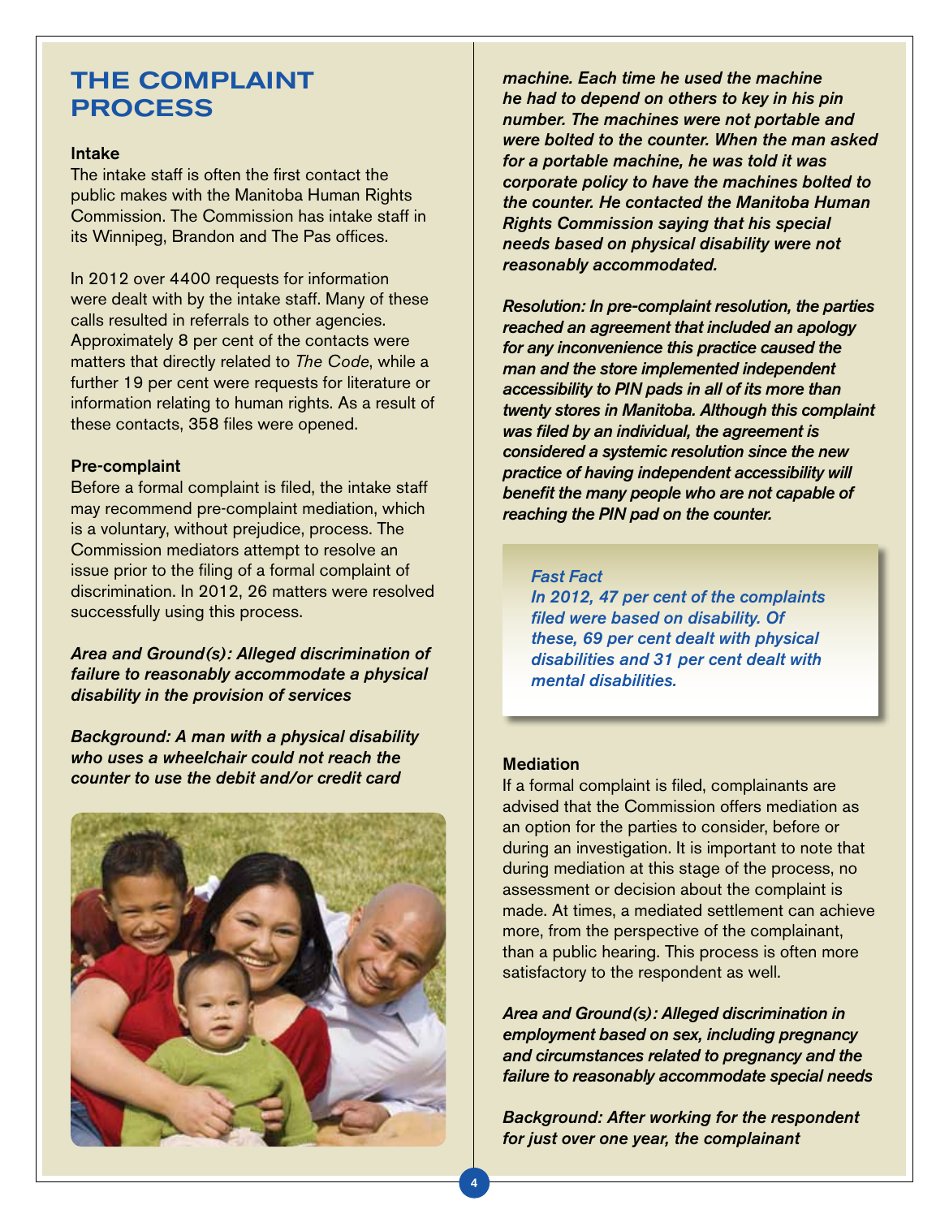## THE COMPLAINT PROCESS

### Intake

The intake staff is often the first contact the public makes with the Manitoba Human Rights Commission. The Commission has intake staff in its Winnipeg, Brandon and The Pas offices.

In 2012 over 4400 requests for information were dealt with by the intake staff. Many of these calls resulted in referrals to other agencies. Approximately 8 per cent of the contacts were matters that directly related to *The Code*, while a further 19 per cent were requests for literature or information relating to human rights. As a result of these contacts, 358 files were opened.

### Pre-complaint

Before a formal complaint is filed, the intake staff may recommend pre-complaint mediation, which is a voluntary, without prejudice, process. The Commission mediators attempt to resolve an issue prior to the filing of a formal complaint of discrimination. In 2012, 26 matters were resolved successfully using this process.

***Area and Ground(s): Alleged discrimination of failure to reasonably accommodate a physical disability in the provision of services***

***Background: A man with a physical disability who uses a wheelchair could not reach the counter to use the debit and/or credit card machine. Each time he used the machine he had to depend on others to key in his pin number. The machines were not portable and were bolted to the counter. When the man asked for a portable machine, he was told it was corporate policy to have the machines bolted to the counter. He contacted the Manitoba Human Rights Commission saying that his special needs based on physical disability were not reasonably accommodated.***

***Resolution: In pre-complaint resolution, the parties reached an agreement that included an apology for any inconvenience this practice caused the man and the store implemented independent accessibility to PIN pads in all of its more than twenty stores in Manitoba. Although this complaint was filed by an individual, the agreement is considered a systemic resolution since the new practice of having independent accessibility will benefit the many people who are not capable of reaching the PIN pad on the counter.***

> ***Fast Fact***
> ***In 2012, 47 per cent of the complaints filed were based on disability. Of these, 69 per cent dealt with physical disabilities and 31 per cent dealt with mental disabilities.***

### Mediation

If a formal complaint is filed, complainants are advised that the Commission offers mediation as an option for the parties to consider, before or during an investigation. It is important to note that during mediation at this stage of the process, no assessment or decision about the complaint is made. At times, a mediated settlement can achieve more, from the perspective of the complainant, than a public hearing. This process is often more satisfactory to the respondent as well.

***Area and Ground(s): Alleged discrimination in employment based on sex, including pregnancy and circumstances related to pregnancy and the failure to reasonably accommodate special needs***

***Background: After working for the respondent for just over one year, the complainant***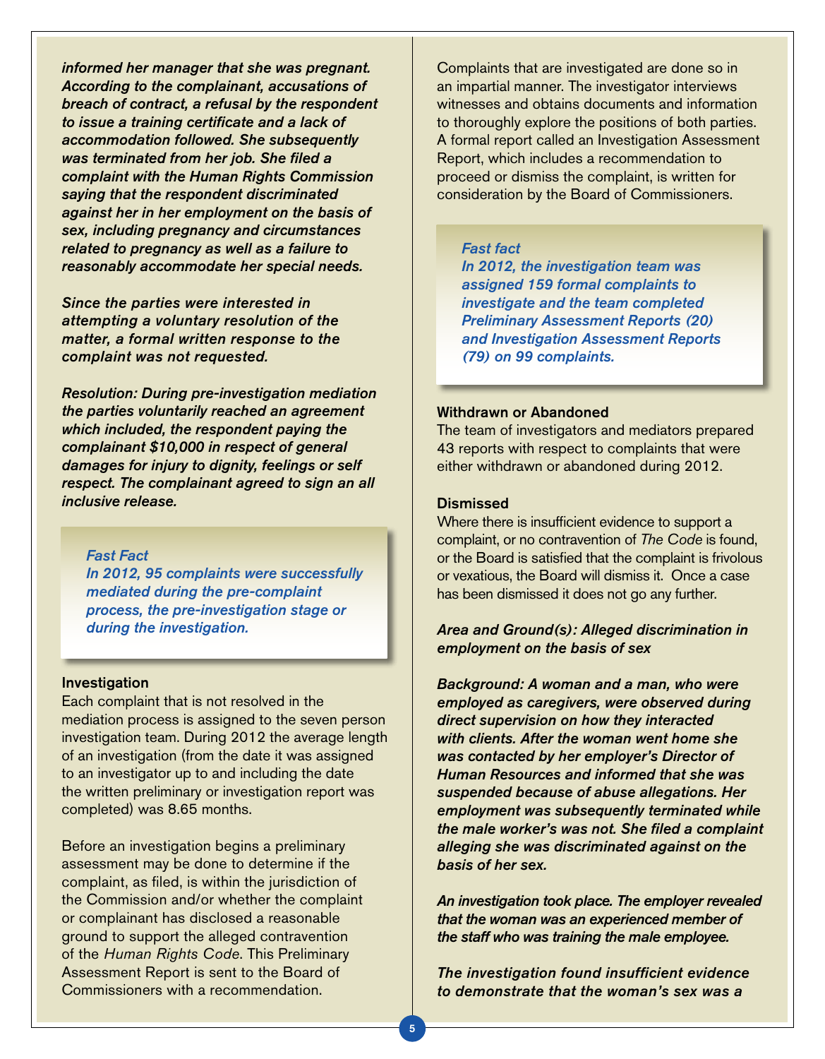*informed her manager that she was pregnant. According to the complainant, accusations of breach of contract, a refusal by the respondent to issue a training certificate and a lack of accommodation followed. She subsequently was terminated from her job. She filed a complaint with the Human Rights Commission saying that the respondent discriminated against her in her employment on the basis of sex, including pregnancy and circumstances related to pregnancy as well as a failure to reasonably accommodate her special needs.*

*Since the parties were interested in attempting a voluntary resolution of the matter, a formal written response to the complaint was not requested.*

*Resolution: During pre-investigation mediation the parties voluntarily reached an agreement which included, the respondent paying the complainant $10,000 in respect of general damages for injury to dignity, feelings or self respect. The complainant agreed to sign an all inclusive release.*

> *Fast Fact*
> *In 2012, 95 complaints were successfully mediated during the pre-complaint process, the pre-investigation stage or during the investigation.*

### Investigation

Each complaint that is not resolved in the mediation process is assigned to the seven person investigation team. During 2012 the average length of an investigation (from the date it was assigned to an investigator up to and including the date the written preliminary or investigation report was completed) was 8.65 months.

Before an investigation begins a preliminary assessment may be done to determine if the complaint, as filed, is within the jurisdiction of the Commission and/or whether the complaint or complainant has disclosed a reasonable ground to support the alleged contravention of the *Human Rights Code*. This Preliminary Assessment Report is sent to the Board of Commissioners with a recommendation.

Complaints that are investigated are done so in an impartial manner. The investigator interviews witnesses and obtains documents and information to thoroughly explore the positions of both parties. A formal report called an Investigation Assessment Report, which includes a recommendation to proceed or dismiss the complaint, is written for consideration by the Board of Commissioners.

> *Fast fact*
> *In 2012, the investigation team was assigned 159 formal complaints to investigate and the team completed Preliminary Assessment Reports (20) and Investigation Assessment Reports (79) on 99 complaints.*

### Withdrawn or Abandoned

The team of investigators and mediators prepared 43 reports with respect to complaints that were either withdrawn or abandoned during 2012.

### Dismissed

Where there is insufficient evidence to support a complaint, or no contravention of *The Code* is found, or the Board is satisfied that the complaint is frivolous or vexatious, the Board will dismiss it. Once a case has been dismissed it does not go any further.

*Area and Ground(s): Alleged discrimination in employment on the basis of sex*

*Background: A woman and a man, who were employed as caregivers, were observed during direct supervision on how they interacted with clients. After the woman went home she was contacted by her employer's Director of Human Resources and informed that she was suspended because of abuse allegations. Her employment was subsequently terminated while the male worker's was not. She filed a complaint alleging she was discriminated against on the basis of her sex.*

*An investigation took place. The employer revealed that the woman was an experienced member of the staff who was training the male employee.*

*The investigation found insufficient evidence to demonstrate that the woman's sex was a*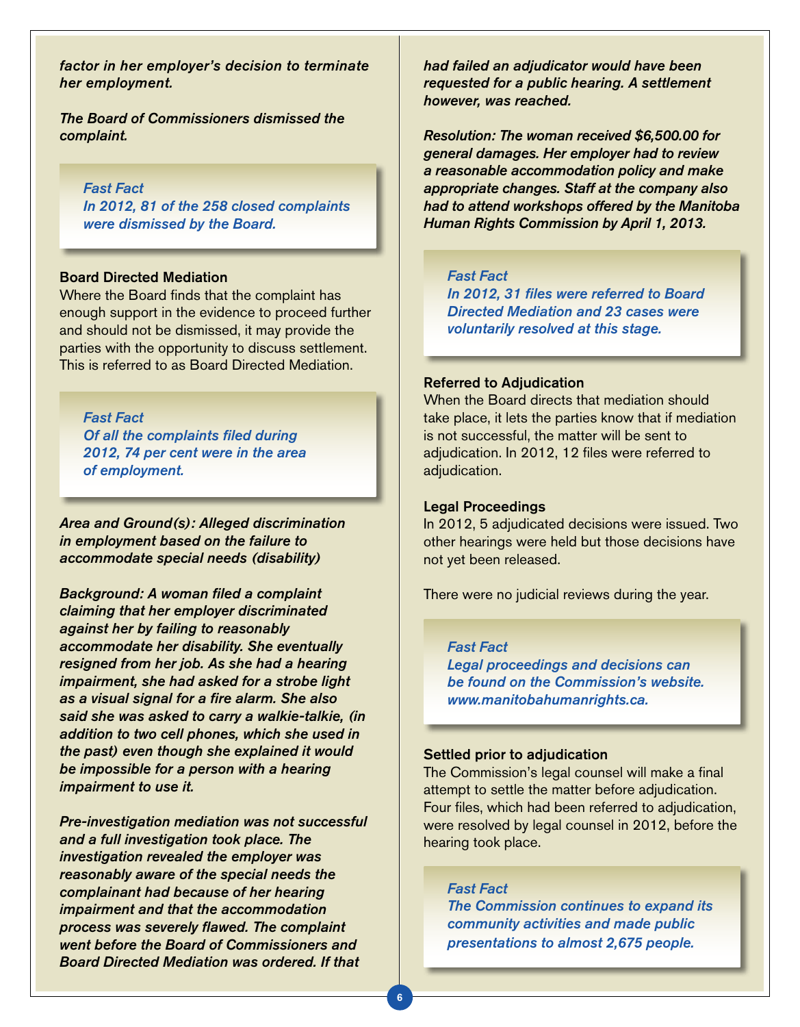*factor in her employer's decision to terminate her employment.*

*The Board of Commissioners dismissed the complaint.*

> *Fast Fact*
> *In 2012, 81 of the 258 closed complaints were dismissed by the Board.*

**Board Directed Mediation**

Where the Board finds that the complaint has enough support in the evidence to proceed further and should not be dismissed, it may provide the parties with the opportunity to discuss settlement. This is referred to as Board Directed Mediation.

> *Fast Fact*
> *Of all the complaints filed during 2012, 74 per cent were in the area of employment.*

***Area and Ground(s): Alleged discrimination in employment based on the failure to accommodate special needs (disability)***

***Background: A woman filed a complaint claiming that her employer discriminated against her by failing to reasonably accommodate her disability. She eventually resigned from her job. As she had a hearing impairment, she had asked for a strobe light as a visual signal for a fire alarm. She also said she was asked to carry a walkie-talkie, (in addition to two cell phones, which she used in the past) even though she explained it would be impossible for a person with a hearing impairment to use it.***

***Pre-investigation mediation was not successful and a full investigation took place. The investigation revealed the employer was reasonably aware of the special needs the complainant had because of her hearing impairment and that the accommodation process was severely flawed. The complaint went before the Board of Commissioners and Board Directed Mediation was ordered. If that had failed an adjudicator would have been requested for a public hearing. A settlement however, was reached.***

***Resolution: The woman received $6,500.00 for general damages. Her employer had to review a reasonable accommodation policy and make appropriate changes. Staff at the company also had to attend workshops offered by the Manitoba Human Rights Commission by April 1, 2013.***

> *Fast Fact*
> *In 2012, 31 files were referred to Board Directed Mediation and 23 cases were voluntarily resolved at this stage.*

**Referred to Adjudication**

When the Board directs that mediation should take place, it lets the parties know that if mediation is not successful, the matter will be sent to adjudication. In 2012, 12 files were referred to adjudication.

**Legal Proceedings**

In 2012, 5 adjudicated decisions were issued. Two other hearings were held but those decisions have not yet been released.

There were no judicial reviews during the year.

> *Fast Fact*
> *Legal proceedings and decisions can be found on the Commission's website. www.manitobahumanrights.ca.*

**Settled prior to adjudication**

The Commission's legal counsel will make a final attempt to settle the matter before adjudication. Four files, which had been referred to adjudication, were resolved by legal counsel in 2012, before the hearing took place.

> *Fast Fact*
> *The Commission continues to expand its community activities and made public presentations to almost 2,675 people.*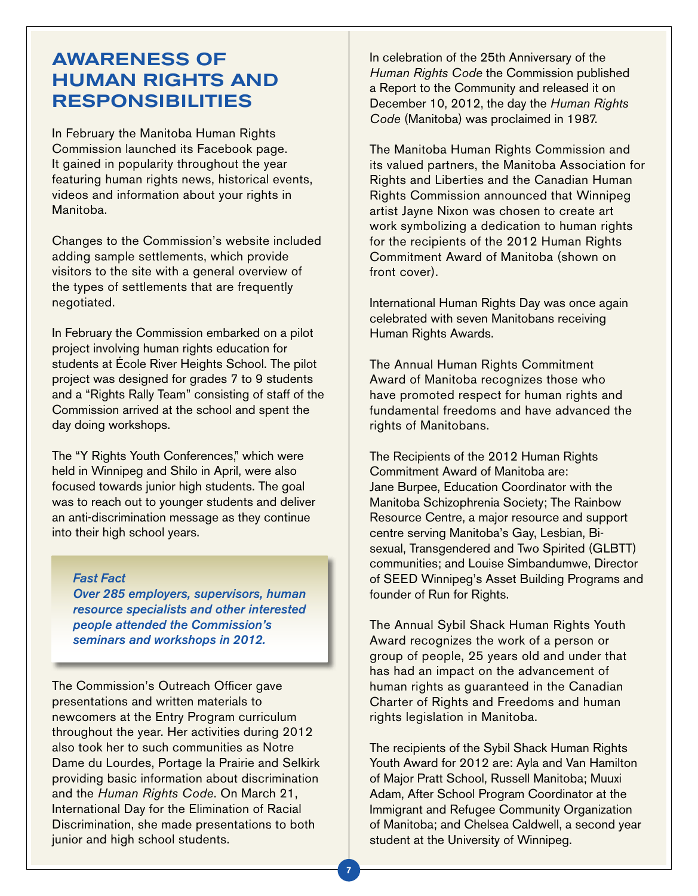# AWARENESS OF HUMAN RIGHTS AND RESPONSIBILITIES

In February the Manitoba Human Rights Commission launched its Facebook page. It gained in popularity throughout the year featuring human rights news, historical events, videos and information about your rights in Manitoba.

Changes to the Commission's website included adding sample settlements, which provide visitors to the site with a general overview of the types of settlements that are frequently negotiated.

In February the Commission embarked on a pilot project involving human rights education for students at École River Heights School. The pilot project was designed for grades 7 to 9 students and a "Rights Rally Team" consisting of staff of the Commission arrived at the school and spent the day doing workshops.

The "Y Rights Youth Conferences," which were held in Winnipeg and Shilo in April, were also focused towards junior high students. The goal was to reach out to younger students and deliver an anti-discrimination message as they continue into their high school years.

> ***Fast Fact***
> ***Over 285 employers, supervisors, human resource specialists and other interested people attended the Commission's seminars and workshops in 2012.***

The Commission's Outreach Officer gave presentations and written materials to newcomers at the Entry Program curriculum throughout the year. Her activities during 2012 also took her to such communities as Notre Dame du Lourdes, Portage la Prairie and Selkirk providing basic information about discrimination and the *Human Rights Code*. On March 21, International Day for the Elimination of Racial Discrimination, she made presentations to both junior and high school students.

In celebration of the 25th Anniversary of the *Human Rights Code* the Commission published a Report to the Community and released it on December 10, 2012, the day the *Human Rights Code* (Manitoba) was proclaimed in 1987.

The Manitoba Human Rights Commission and its valued partners, the Manitoba Association for Rights and Liberties and the Canadian Human Rights Commission announced that Winnipeg artist Jayne Nixon was chosen to create art work symbolizing a dedication to human rights for the recipients of the 2012 Human Rights Commitment Award of Manitoba (shown on front cover).

International Human Rights Day was once again celebrated with seven Manitobans receiving Human Rights Awards.

The Annual Human Rights Commitment Award of Manitoba recognizes those who have promoted respect for human rights and fundamental freedoms and have advanced the rights of Manitobans.

The Recipients of the 2012 Human Rights Commitment Award of Manitoba are: Jane Burpee, Education Coordinator with the Manitoba Schizophrenia Society; The Rainbow Resource Centre, a major resource and support centre serving Manitoba's Gay, Lesbian, Bi-sexual, Transgendered and Two Spirited (GLBTT) communities; and Louise Simbandumwe, Director of SEED Winnipeg's Asset Building Programs and founder of Run for Rights.

The Annual Sybil Shack Human Rights Youth Award recognizes the work of a person or group of people, 25 years old and under that has had an impact on the advancement of human rights as guaranteed in the Canadian Charter of Rights and Freedoms and human rights legislation in Manitoba.

The recipients of the Sybil Shack Human Rights Youth Award for 2012 are: Ayla and Van Hamilton of Major Pratt School, Russell Manitoba; Muuxi Adam, After School Program Coordinator at the Immigrant and Refugee Community Organization of Manitoba; and Chelsea Caldwell, a second year student at the University of Winnipeg.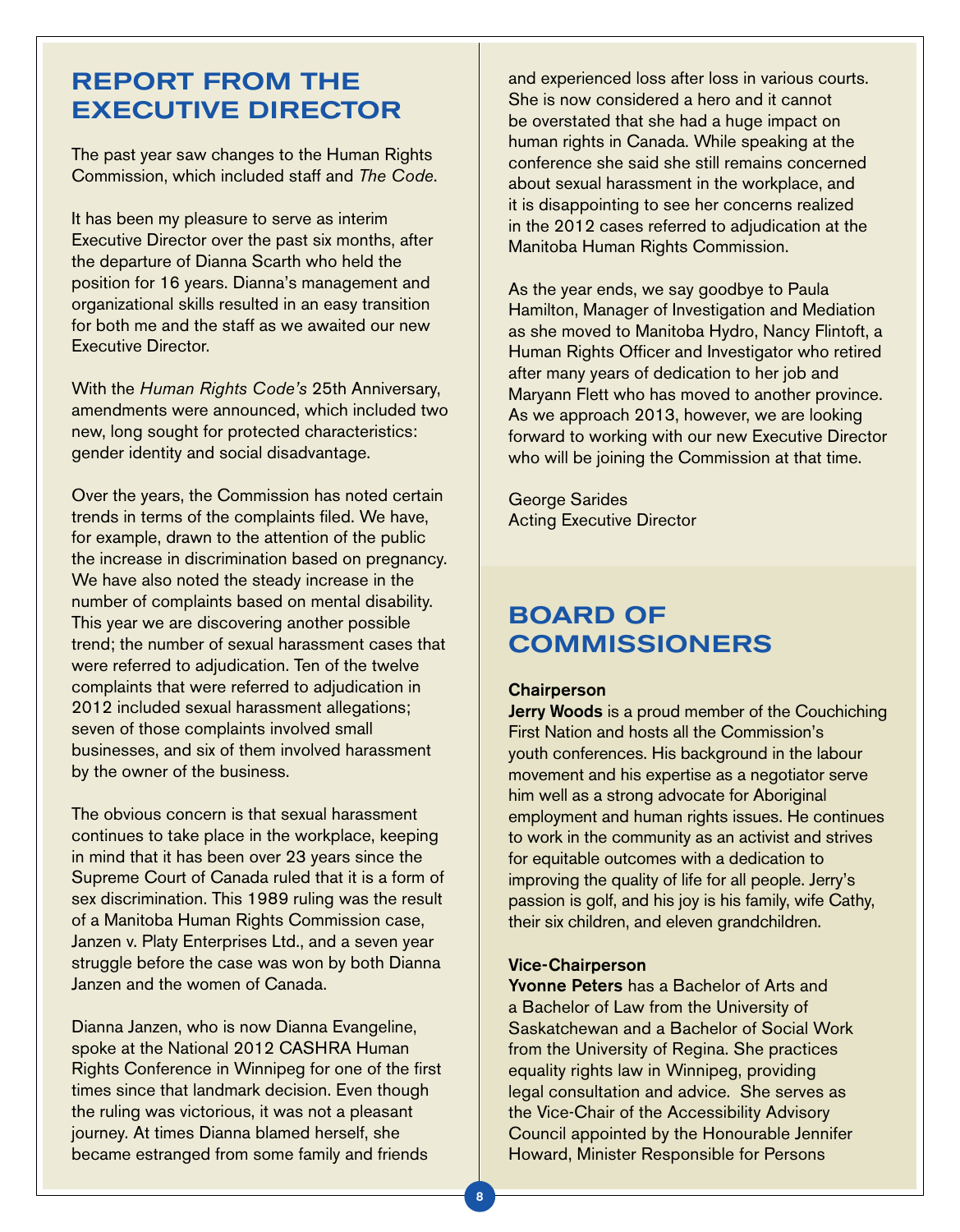# REPORT FROM THE EXECUTIVE DIRECTOR

The past year saw changes to the Human Rights Commission, which included staff and *The Code*.

It has been my pleasure to serve as interim Executive Director over the past six months, after the departure of Dianna Scarth who held the position for 16 years. Dianna's management and organizational skills resulted in an easy transition for both me and the staff as we awaited our new Executive Director.

With the *Human Rights Code's* 25th Anniversary, amendments were announced, which included two new, long sought for protected characteristics: gender identity and social disadvantage.

Over the years, the Commission has noted certain trends in terms of the complaints filed. We have, for example, drawn to the attention of the public the increase in discrimination based on pregnancy. We have also noted the steady increase in the number of complaints based on mental disability. This year we are discovering another possible trend; the number of sexual harassment cases that were referred to adjudication. Ten of the twelve complaints that were referred to adjudication in 2012 included sexual harassment allegations; seven of those complaints involved small businesses, and six of them involved harassment by the owner of the business.

The obvious concern is that sexual harassment continues to take place in the workplace, keeping in mind that it has been over 23 years since the Supreme Court of Canada ruled that it is a form of sex discrimination. This 1989 ruling was the result of a Manitoba Human Rights Commission case, Janzen v. Platy Enterprises Ltd., and a seven year struggle before the case was won by both Dianna Janzen and the women of Canada.

Dianna Janzen, who is now Dianna Evangeline, spoke at the National 2012 CASHRA Human Rights Conference in Winnipeg for one of the first times since that landmark decision. Even though the ruling was victorious, it was not a pleasant journey. At times Dianna blamed herself, she became estranged from some family and friends and experienced loss after loss in various courts. She is now considered a hero and it cannot be overstated that she had a huge impact on human rights in Canada. While speaking at the conference she said she still remains concerned about sexual harassment in the workplace, and it is disappointing to see her concerns realized in the 2012 cases referred to adjudication at the Manitoba Human Rights Commission.

As the year ends, we say goodbye to Paula Hamilton, Manager of Investigation and Mediation as she moved to Manitoba Hydro, Nancy Flintoft, a Human Rights Officer and Investigator who retired after many years of dedication to her job and Maryann Flett who has moved to another province. As we approach 2013, however, we are looking forward to working with our new Executive Director who will be joining the Commission at that time.

George Sarides
Acting Executive Director

# BOARD OF COMMISSIONERS

**Chairperson**
**Jerry Woods** is a proud member of the Couchiching First Nation and hosts all the Commission's youth conferences. His background in the labour movement and his expertise as a negotiator serve him well as a strong advocate for Aboriginal employment and human rights issues. He continues to work in the community as an activist and strives for equitable outcomes with a dedication to improving the quality of life for all people. Jerry's passion is golf, and his joy is his family, wife Cathy, their six children, and eleven grandchildren.

**Vice-Chairperson**
**Yvonne Peters** has a Bachelor of Arts and a Bachelor of Law from the University of Saskatchewan and a Bachelor of Social Work from the University of Regina. She practices equality rights law in Winnipeg, providing legal consultation and advice. She serves as the Vice-Chair of the Accessibility Advisory Council appointed by the Honourable Jennifer Howard, Minister Responsible for Persons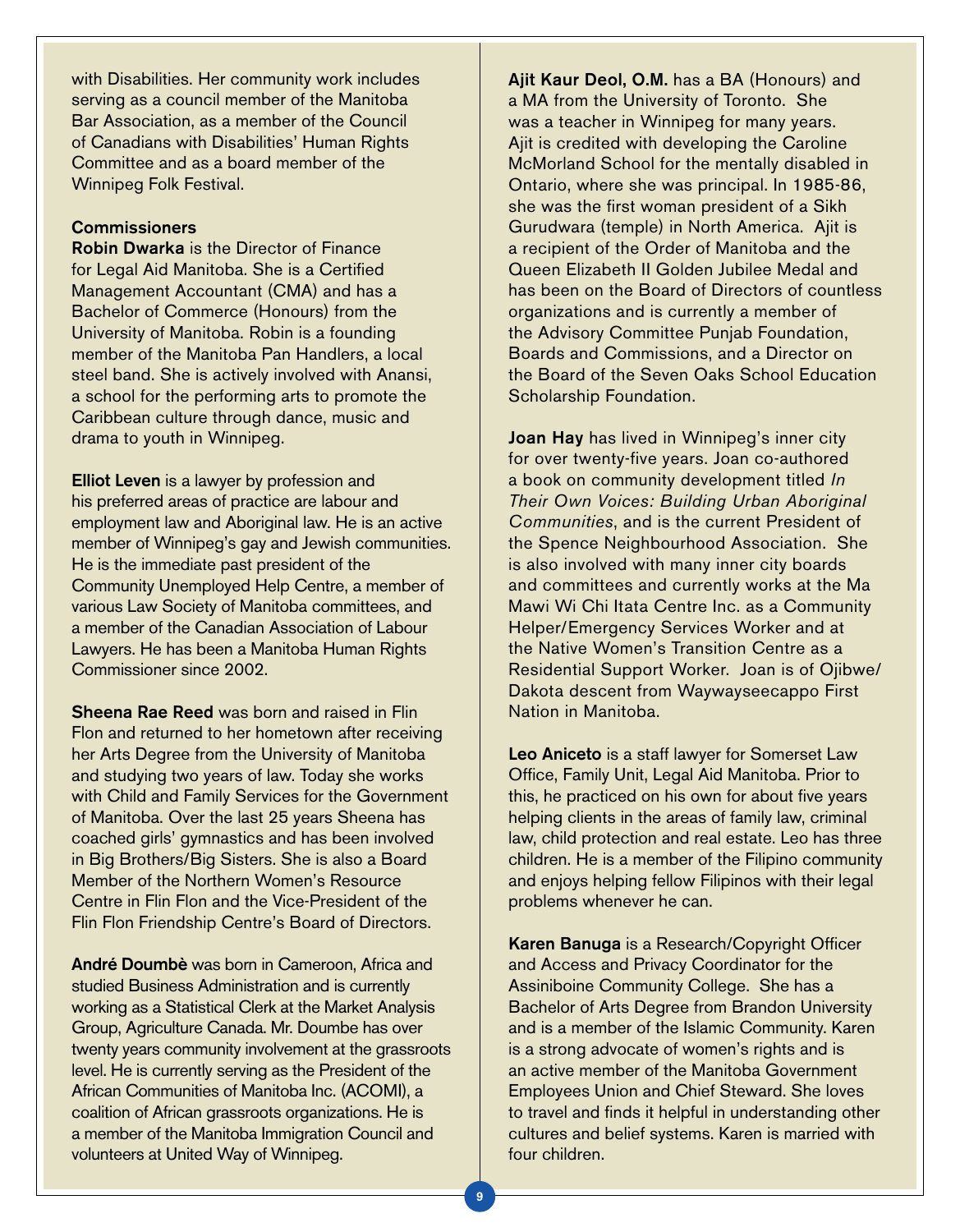with Disabilities. Her community work includes serving as a council member of the Manitoba Bar Association, as a member of the Council of Canadians with Disabilities' Human Rights Committee and as a board member of the Winnipeg Folk Festival.

### Commissioners

**Robin Dwarka** is the Director of Finance for Legal Aid Manitoba. She is a Certified Management Accountant (CMA) and has a Bachelor of Commerce (Honours) from the University of Manitoba. Robin is a founding member of the Manitoba Pan Handlers, a local steel band. She is actively involved with Anansi, a school for the performing arts to promote the Caribbean culture through dance, music and drama to youth in Winnipeg.

**Elliot Leven** is a lawyer by profession and his preferred areas of practice are labour and employment law and Aboriginal law. He is an active member of Winnipeg's gay and Jewish communities. He is the immediate past president of the Community Unemployed Help Centre, a member of various Law Society of Manitoba committees, and a member of the Canadian Association of Labour Lawyers. He has been a Manitoba Human Rights Commissioner since 2002.

**Sheena Rae Reed** was born and raised in Flin Flon and returned to her hometown after receiving her Arts Degree from the University of Manitoba and studying two years of law. Today she works with Child and Family Services for the Government of Manitoba. Over the last 25 years Sheena has coached girls' gymnastics and has been involved in Big Brothers/Big Sisters. She is also a Board Member of the Northern Women's Resource Centre in Flin Flon and the Vice-President of the Flin Flon Friendship Centre's Board of Directors.

**André Doumbè** was born in Cameroon, Africa and studied Business Administration and is currently working as a Statistical Clerk at the Market Analysis Group, Agriculture Canada. Mr. Doumbe has over twenty years community involvement at the grassroots level. He is currently serving as the President of the African Communities of Manitoba Inc. (ACOMI), a coalition of African grassroots organizations. He is a member of the Manitoba Immigration Council and volunteers at United Way of Winnipeg.

**Ajit Kaur Deol, O.M.** has a BA (Honours) and a MA from the University of Toronto. She was a teacher in Winnipeg for many years. Ajit is credited with developing the Caroline McMorland School for the mentally disabled in Ontario, where she was principal. In 1985-86, she was the first woman president of a Sikh Gurudwara (temple) in North America. Ajit is a recipient of the Order of Manitoba and the Queen Elizabeth II Golden Jubilee Medal and has been on the Board of Directors of countless organizations and is currently a member of the Advisory Committee Punjab Foundation, Boards and Commissions, and a Director on the Board of the Seven Oaks School Education Scholarship Foundation.

**Joan Hay** has lived in Winnipeg's inner city for over twenty-five years. Joan co-authored a book on community development titled *In Their Own Voices: Building Urban Aboriginal Communities*, and is the current President of the Spence Neighbourhood Association. She is also involved with many inner city boards and committees and currently works at the Ma Mawi Wi Chi Itata Centre Inc. as a Community Helper/Emergency Services Worker and at the Native Women's Transition Centre as a Residential Support Worker. Joan is of Ojibwe/Dakota descent from Waywayseecappo First Nation in Manitoba.

**Leo Aniceto** is a staff lawyer for Somerset Law Office, Family Unit, Legal Aid Manitoba. Prior to this, he practiced on his own for about five years helping clients in the areas of family law, criminal law, child protection and real estate. Leo has three children. He is a member of the Filipino community and enjoys helping fellow Filipinos with their legal problems whenever he can.

**Karen Banuga** is a Research/Copyright Officer and Access and Privacy Coordinator for the Assiniboine Community College. She has a Bachelor of Arts Degree from Brandon University and is a member of the Islamic Community. Karen is a strong advocate of women's rights and is an active member of the Manitoba Government Employees Union and Chief Steward. She loves to travel and finds it helpful in understanding other cultures and belief systems. Karen is married with four children.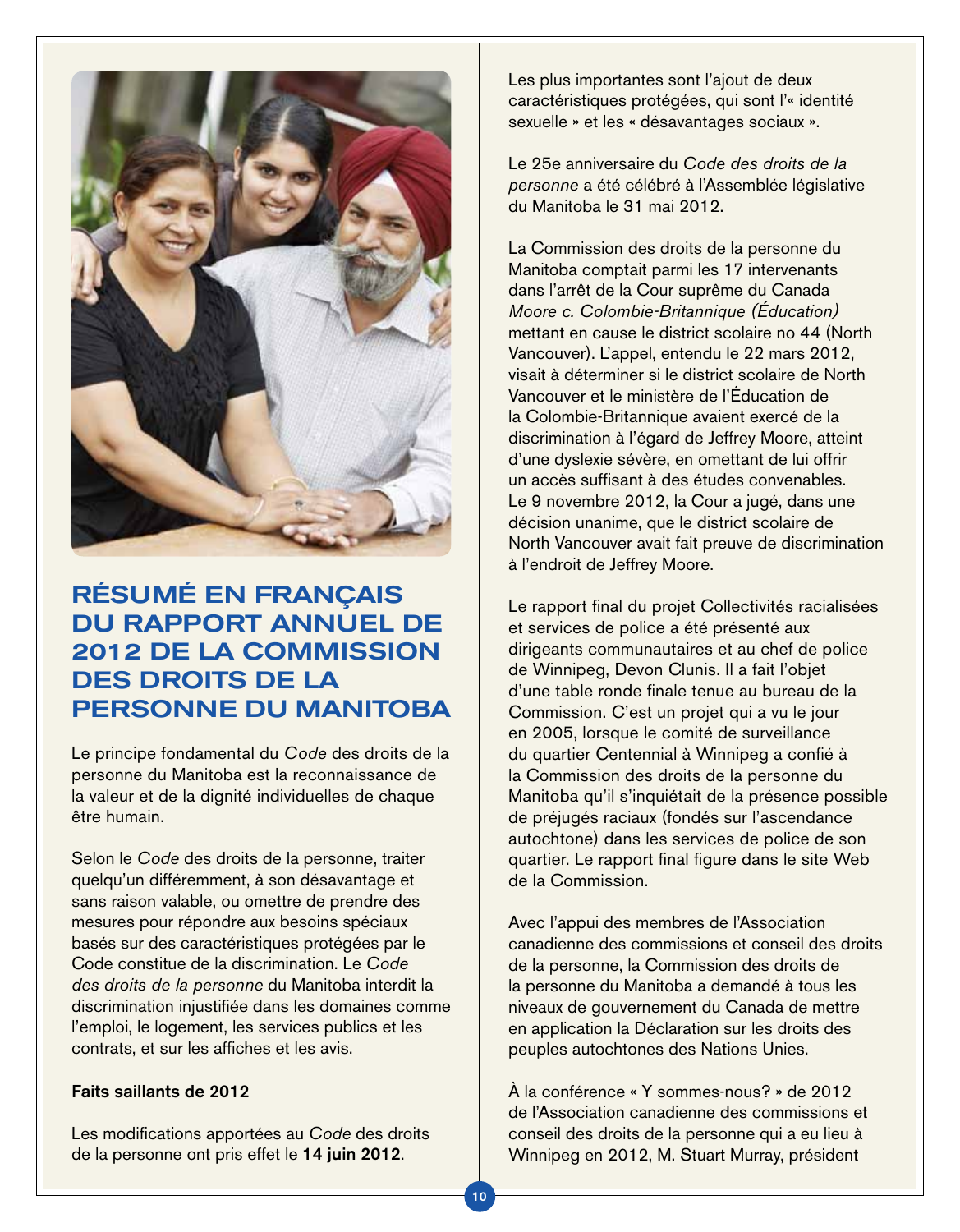# RÉSUMÉ EN FRANÇAIS DU RAPPORT ANNUEL DE 2012 DE LA COMMISSION DES DROITS DE LA PERSONNE DU MANITOBA

Le principe fondamental du *Code* des droits de la personne du Manitoba est la reconnaissance de la valeur et de la dignité individuelles de chaque être humain.

Selon le *Code* des droits de la personne, traiter quelqu'un différemment, à son désavantage et sans raison valable, ou omettre de prendre des mesures pour répondre aux besoins spéciaux basés sur des caractéristiques protégées par le Code constitue de la discrimination. Le *Code des droits de la personne* du Manitoba interdit la discrimination injustifiée dans les domaines comme l'emploi, le logement, les services publics et les contrats, et sur les affiches et les avis.

**Faits saillants de 2012**

Les modifications apportées au *Code* des droits de la personne ont pris effet le **14 juin 2012**. Les plus importantes sont l'ajout de deux caractéristiques protégées, qui sont l'« identité sexuelle » et les « désavantages sociaux ».

Le 25e anniversaire du *Code des droits de la personne* a été célébré à l'Assemblée législative du Manitoba le 31 mai 2012.

La Commission des droits de la personne du Manitoba comptait parmi les 17 intervenants dans l'arrêt de la Cour suprême du Canada *Moore c. Colombie-Britannique (Éducation)* mettant en cause le district scolaire no 44 (North Vancouver). L'appel, entendu le 22 mars 2012, visait à déterminer si le district scolaire de North Vancouver et le ministère de l'Éducation de la Colombie-Britannique avaient exercé de la discrimination à l'égard de Jeffrey Moore, atteint d'une dyslexie sévère, en omettant de lui offrir un accès suffisant à des études convenables. Le 9 novembre 2012, la Cour a jugé, dans une décision unanime, que le district scolaire de North Vancouver avait fait preuve de discrimination à l'endroit de Jeffrey Moore.

Le rapport final du projet Collectivités racialisées et services de police a été présenté aux dirigeants communautaires et au chef de police de Winnipeg, Devon Clunis. Il a fait l'objet d'une table ronde finale tenue au bureau de la Commission. C'est un projet qui a vu le jour en 2005, lorsque le comité de surveillance du quartier Centennial à Winnipeg a confié à la Commission des droits de la personne du Manitoba qu'il s'inquiétait de la présence possible de préjugés raciaux (fondés sur l'ascendance autochtone) dans les services de police de son quartier. Le rapport final figure dans le site Web de la Commission.

Avec l'appui des membres de l'Association canadienne des commissions et conseil des droits de la personne, la Commission des droits de la personne du Manitoba a demandé à tous les niveaux de gouvernement du Canada de mettre en application la Déclaration sur les droits des peuples autochtones des Nations Unies.

À la conférence « Y sommes-nous? » de 2012 de l'Association canadienne des commissions et conseil des droits de la personne qui a eu lieu à Winnipeg en 2012, M. Stuart Murray, président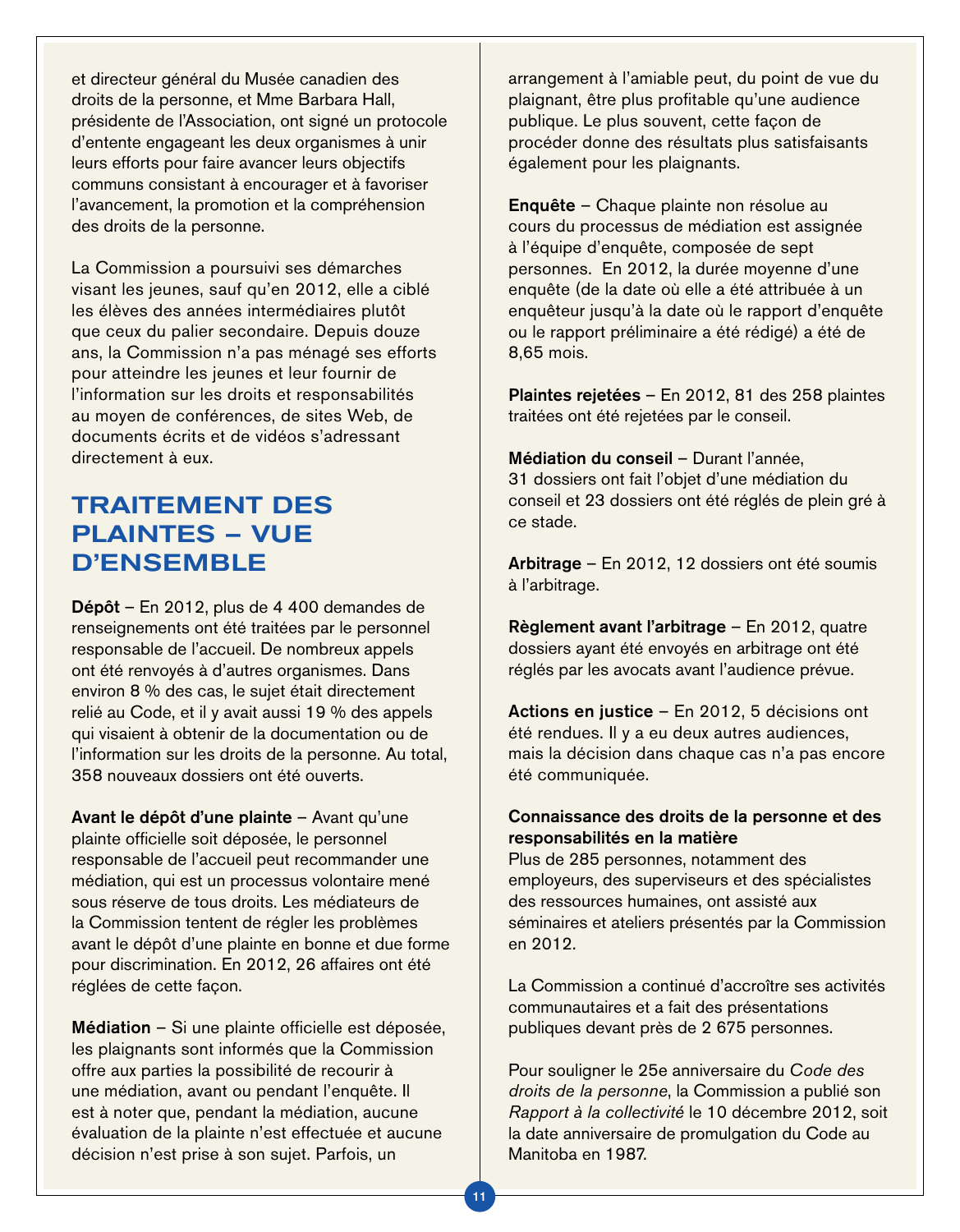et directeur général du Musée canadien des droits de la personne, et Mme Barbara Hall, présidente de l'Association, ont signé un protocole d'entente engageant les deux organismes à unir leurs efforts pour faire avancer leurs objectifs communs consistant à encourager et à favoriser l'avancement, la promotion et la compréhension des droits de la personne.

La Commission a poursuivi ses démarches visant les jeunes, sauf qu'en 2012, elle a ciblé les élèves des années intermédiaires plutôt que ceux du palier secondaire. Depuis douze ans, la Commission n'a pas ménagé ses efforts pour atteindre les jeunes et leur fournir de l'information sur les droits et responsabilités au moyen de conférences, de sites Web, de documents écrits et de vidéos s'adressant directement à eux.

## TRAITEMENT DES PLAINTES – VUE D'ENSEMBLE

**Dépôt** – En 2012, plus de 4 400 demandes de renseignements ont été traitées par le personnel responsable de l'accueil. De nombreux appels ont été renvoyés à d'autres organismes. Dans environ 8 % des cas, le sujet était directement relié au Code, et il y avait aussi 19 % des appels qui visaient à obtenir de la documentation ou de l'information sur les droits de la personne. Au total, 358 nouveaux dossiers ont été ouverts.

**Avant le dépôt d'une plainte** – Avant qu'une plainte officielle soit déposée, le personnel responsable de l'accueil peut recommander une médiation, qui est un processus volontaire mené sous réserve de tous droits. Les médiateurs de la Commission tentent de régler les problèmes avant le dépôt d'une plainte en bonne et due forme pour discrimination. En 2012, 26 affaires ont été réglées de cette façon.

**Médiation** – Si une plainte officielle est déposée, les plaignants sont informés que la Commission offre aux parties la possibilité de recourir à une médiation, avant ou pendant l'enquête. Il est à noter que, pendant la médiation, aucune évaluation de la plainte n'est effectuée et aucune décision n'est prise à son sujet. Parfois, un arrangement à l'amiable peut, du point de vue du plaignant, être plus profitable qu'une audience publique. Le plus souvent, cette façon de procéder donne des résultats plus satisfaisants également pour les plaignants.

**Enquête** – Chaque plainte non résolue au cours du processus de médiation est assignée à l'équipe d'enquête, composée de sept personnes. En 2012, la durée moyenne d'une enquête (de la date où elle a été attribuée à un enquêteur jusqu'à la date où le rapport d'enquête ou le rapport préliminaire a été rédigé) a été de 8,65 mois.

**Plaintes rejetées** – En 2012, 81 des 258 plaintes traitées ont été rejetées par le conseil.

**Médiation du conseil** – Durant l'année, 31 dossiers ont fait l'objet d'une médiation du conseil et 23 dossiers ont été réglés de plein gré à ce stade.

**Arbitrage** – En 2012, 12 dossiers ont été soumis à l'arbitrage.

**Règlement avant l'arbitrage** – En 2012, quatre dossiers ayant été envoyés en arbitrage ont été réglés par les avocats avant l'audience prévue.

**Actions en justice** – En 2012, 5 décisions ont été rendues. Il y a eu deux autres audiences, mais la décision dans chaque cas n'a pas encore été communiquée.

**Connaissance des droits de la personne et des responsabilités en la matière**

Plus de 285 personnes, notamment des employeurs, des superviseurs et des spécialistes des ressources humaines, ont assisté aux séminaires et ateliers présentés par la Commission en 2012.

La Commission a continué d'accroître ses activités communautaires et a fait des présentations publiques devant près de 2 675 personnes.

Pour souligner le 25e anniversaire du *Code des droits de la personne*, la Commission a publié son *Rapport à la collectivité* le 10 décembre 2012, soit la date anniversaire de promulgation du Code au Manitoba en 1987.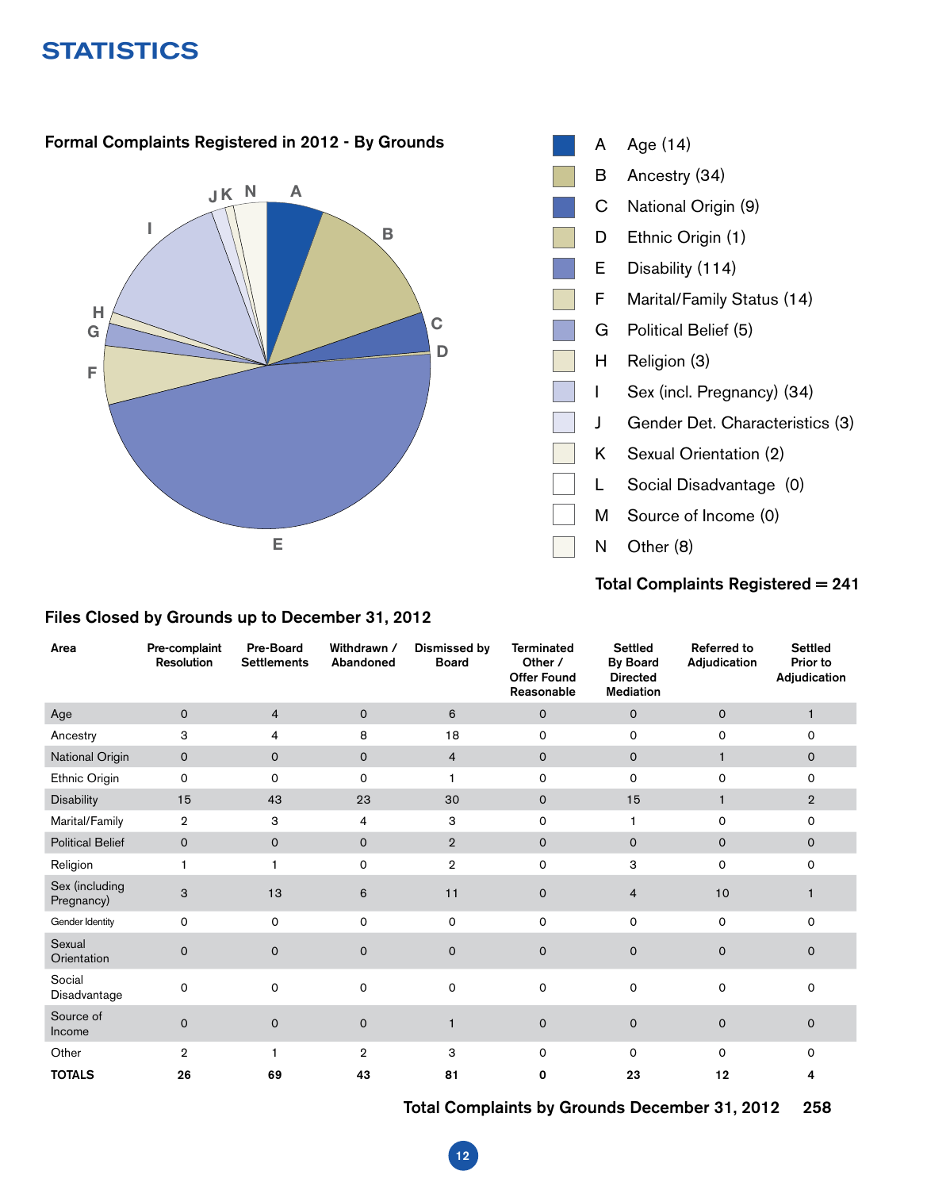# STATISTICS

## Formal Complaints Registered in 2012 - By Grounds

- A Age (14)
- B Ancestry (34)
- C National Origin (9)
- D Ethnic Origin (1)
- E Disability (114)
- F Marital/Family Status (14)
- G Political Belief (5)
- H Religion (3)
- I Sex (incl. Pregnancy) (34)
- J Gender Det. Characteristics (3)
- K Sexual Orientation (2)
- L Social Disadvantage (0)
- M Source of Income (0)
- N Other (8)

**Total Complaints Registered = 241**

## Files Closed by Grounds up to December 31, 2012

| Area | Pre-complaint Resolution | Pre-Board Settlements | Withdrawn / Abandoned | Dismissed by Board | Terminated Other / Offer Found Reasonable | Settled By Board Directed Mediation | Referred to Adjudication | Settled Prior to Adjudication |
|---|---|---|---|---|---|---|---|---|
| Age | 0 | 4 | 0 | 6 | 0 | 0 | 0 | 1 |
| Ancestry | 3 | 4 | 8 | 18 | 0 | 0 | 0 | 0 |
| National Origin | 0 | 0 | 0 | 4 | 0 | 0 | 1 | 0 |
| Ethnic Origin | 0 | 0 | 0 | 1 | 0 | 0 | 0 | 0 |
| Disability | 15 | 43 | 23 | 30 | 0 | 15 | 1 | 2 |
| Marital/Family | 2 | 3 | 4 | 3 | 0 | 1 | 0 | 0 |
| Political Belief | 0 | 0 | 0 | 2 | 0 | 0 | 0 | 0 |
| Religion | 1 | 1 | 0 | 2 | 0 | 3 | 0 | 0 |
| Sex (including Pregnancy) | 3 | 13 | 6 | 11 | 0 | 4 | 10 | 1 |
| Gender Identity | 0 | 0 | 0 | 0 | 0 | 0 | 0 | 0 |
| Sexual Orientation | 0 | 0 | 0 | 0 | 0 | 0 | 0 | 0 |
| Social Disadvantage | 0 | 0 | 0 | 0 | 0 | 0 | 0 | 0 |
| Source of Income | 0 | 0 | 0 | 1 | 0 | 0 | 0 | 0 |
| Other | 2 | 1 | 2 | 3 | 0 | 0 | 0 | 0 |
| **TOTALS** | **26** | **69** | **43** | **81** | **0** | **23** | **12** | **4** |

**Total Complaints by Grounds December 31, 2012 258**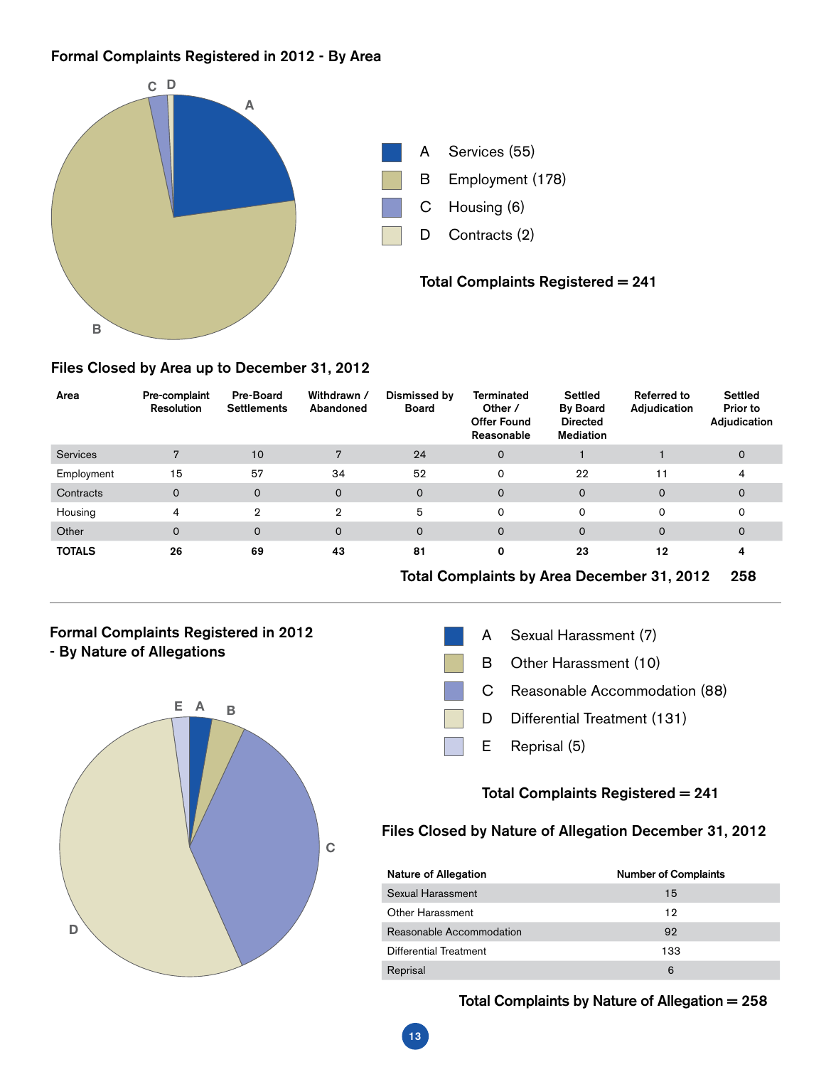## Formal Complaints Registered in 2012 - By Area

| | |
|---|---|
| A | Services (55) |
| B | Employment (178) |
| C | Housing (6) |
| D | Contracts (2) |

**Total Complaints Registered = 241**

## Files Closed by Area up to December 31, 2012

| Area | Pre-complaint Resolution | Pre-Board Settlements | Withdrawn / Abandoned | Dismissed by Board | Terminated Other / Offer Found Reasonable | Settled By Board Directed Mediation | Referred to Adjudication | Settled Prior to Adjudication |
|---|---|---|---|---|---|---|---|---|
| Services | 7 | 10 | 7 | 24 | 0 | 1 | 1 | 0 |
| Employment | 15 | 57 | 34 | 52 | 0 | 22 | 11 | 4 |
| Contracts | 0 | 0 | 0 | 0 | 0 | 0 | 0 | 0 |
| Housing | 4 | 2 | 2 | 5 | 0 | 0 | 0 | 0 |
| Other | 0 | 0 | 0 | 0 | 0 | 0 | 0 | 0 |
| **TOTALS** | **26** | **69** | **43** | **81** | **0** | **23** | **12** | **4** |

**Total Complaints by Area December 31, 2012 258**

## Formal Complaints Registered in 2012 - By Nature of Allegations

| | |
|---|---|
| A | Sexual Harassment (7) |
| B | Other Harassment (10) |
| C | Reasonable Accommodation (88) |
| D | Differential Treatment (131) |
| E | Reprisal (5) |

**Total Complaints Registered = 241**

## Files Closed by Nature of Allegation December 31, 2012

| Nature of Allegation | Number of Complaints |
|---|---|
| Sexual Harassment | 15 |
| Other Harassment | 12 |
| Reasonable Accommodation | 92 |
| Differential Treatment | 133 |
| Reprisal | 6 |

**Total Complaints by Nature of Allegation = 258**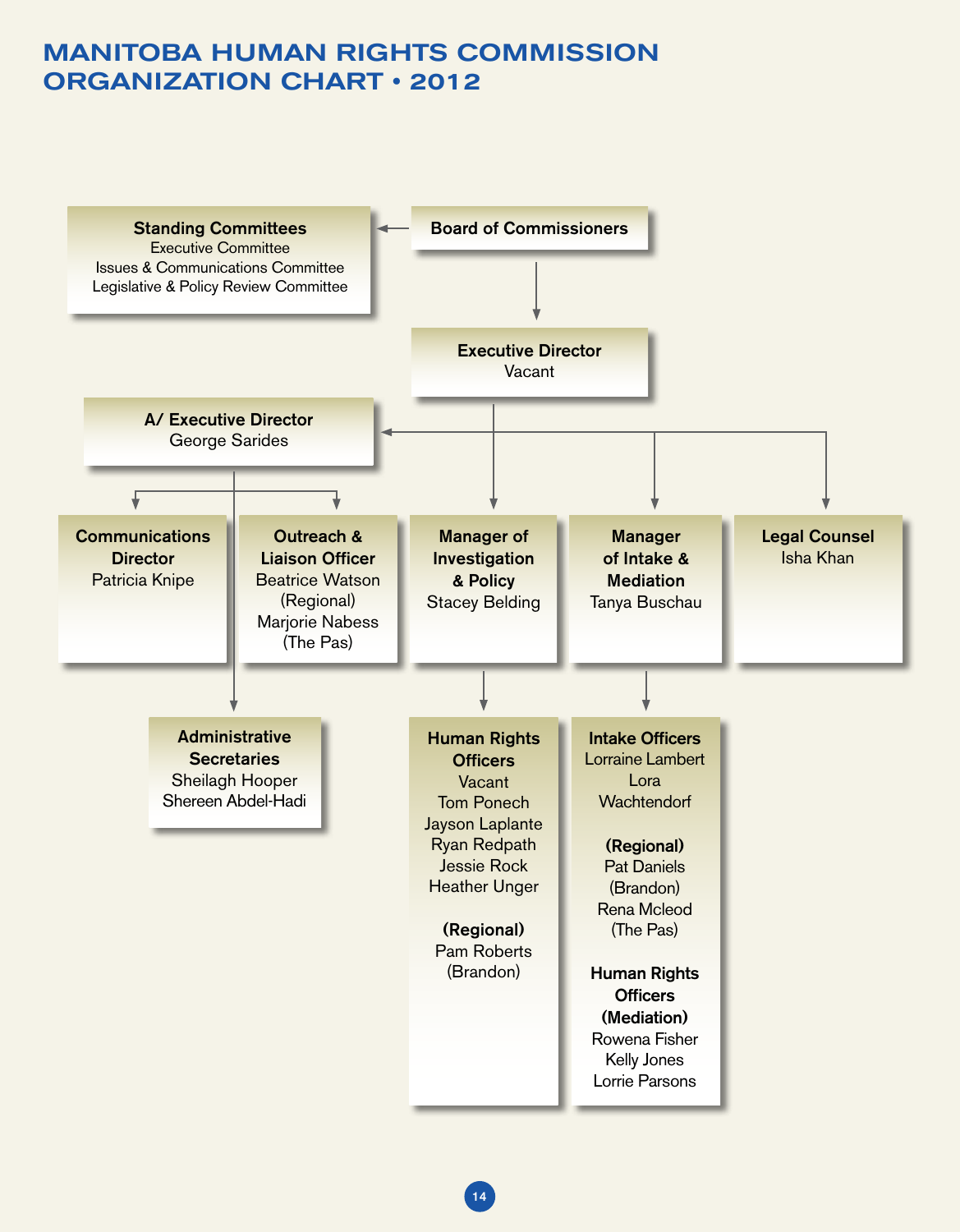# MANITOBA HUMAN RIGHTS COMMISSION ORGANIZATION CHART • 2012

**Board of Commissioners**

**Standing Committees**
Executive Committee
Issues & Communications Committee
Legislative & Policy Review Committee

**Executive Director**
Vacant

**A/ Executive Director**
George Sarides

**Communications Director**
Patricia Knipe

**Outreach & Liaison Officer**
Beatrice Watson
(Regional)
Marjorie Nabess
(The Pas)

**Manager of Investigation & Policy**
Stacey Belding

**Manager of Intake & Mediation**
Tanya Buschau

**Legal Counsel**
Isha Khan

**Administrative Secretaries**
Sheilagh Hooper
Shereen Abdel-Hadi

**Human Rights Officers**
Vacant
Tom Ponech
Jayson Laplante
Ryan Redpath
Jessie Rock
Heather Unger

**(Regional)**
Pam Roberts
(Brandon)

**Intake Officers**
Lorraine Lambert
Lora Wachtendorf

**(Regional)**
Pat Daniels
(Brandon)
Rena Mcleod
(The Pas)

**Human Rights Officers (Mediation)**
Rowena Fisher
Kelly Jones
Lorrie Parsons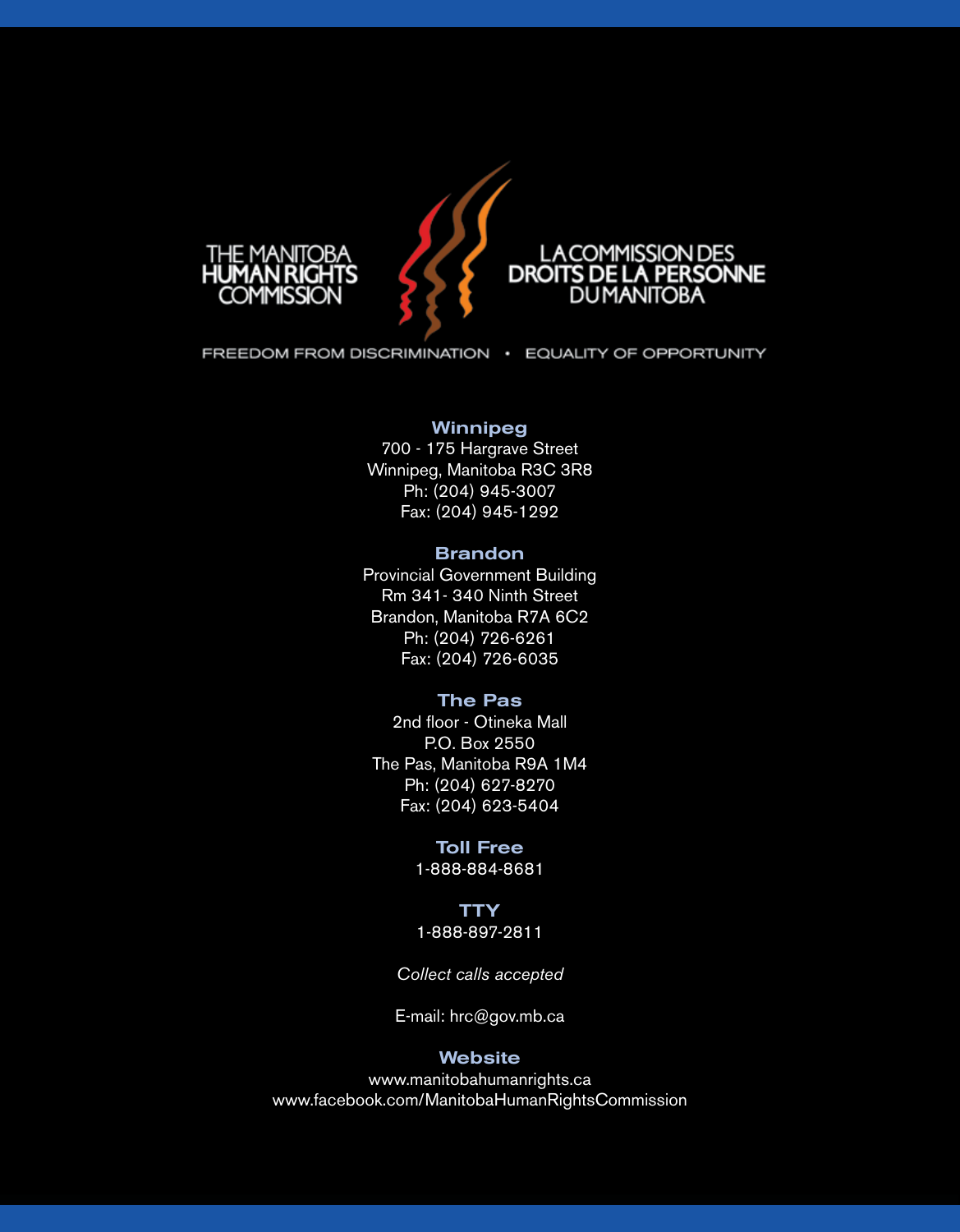THE MANITOBA HUMAN RIGHTS COMMISSION

LA COMMISSION DES DROITS DE LA PERSONNE DU MANITOBA

FREEDOM FROM DISCRIMINATION • EQUALITY OF OPPORTUNITY

### Winnipeg

700 - 175 Hargrave Street
Winnipeg, Manitoba R3C 3R8
Ph: (204) 945-3007
Fax: (204) 945-1292

### Brandon

Provincial Government Building
Rm 341- 340 Ninth Street
Brandon, Manitoba R7A 6C2
Ph: (204) 726-6261
Fax: (204) 726-6035

### The Pas

2nd floor - Otineka Mall
P.O. Box 2550
The Pas, Manitoba R9A 1M4
Ph: (204) 627-8270
Fax: (204) 623-5404

### Toll Free

1-888-884-8681

### TTY

1-888-897-2811

*Collect calls accepted*

E-mail: hrc@gov.mb.ca

### Website

www.manitobahumanrights.ca
www.facebook.com/ManitobaHumanRightsCommission